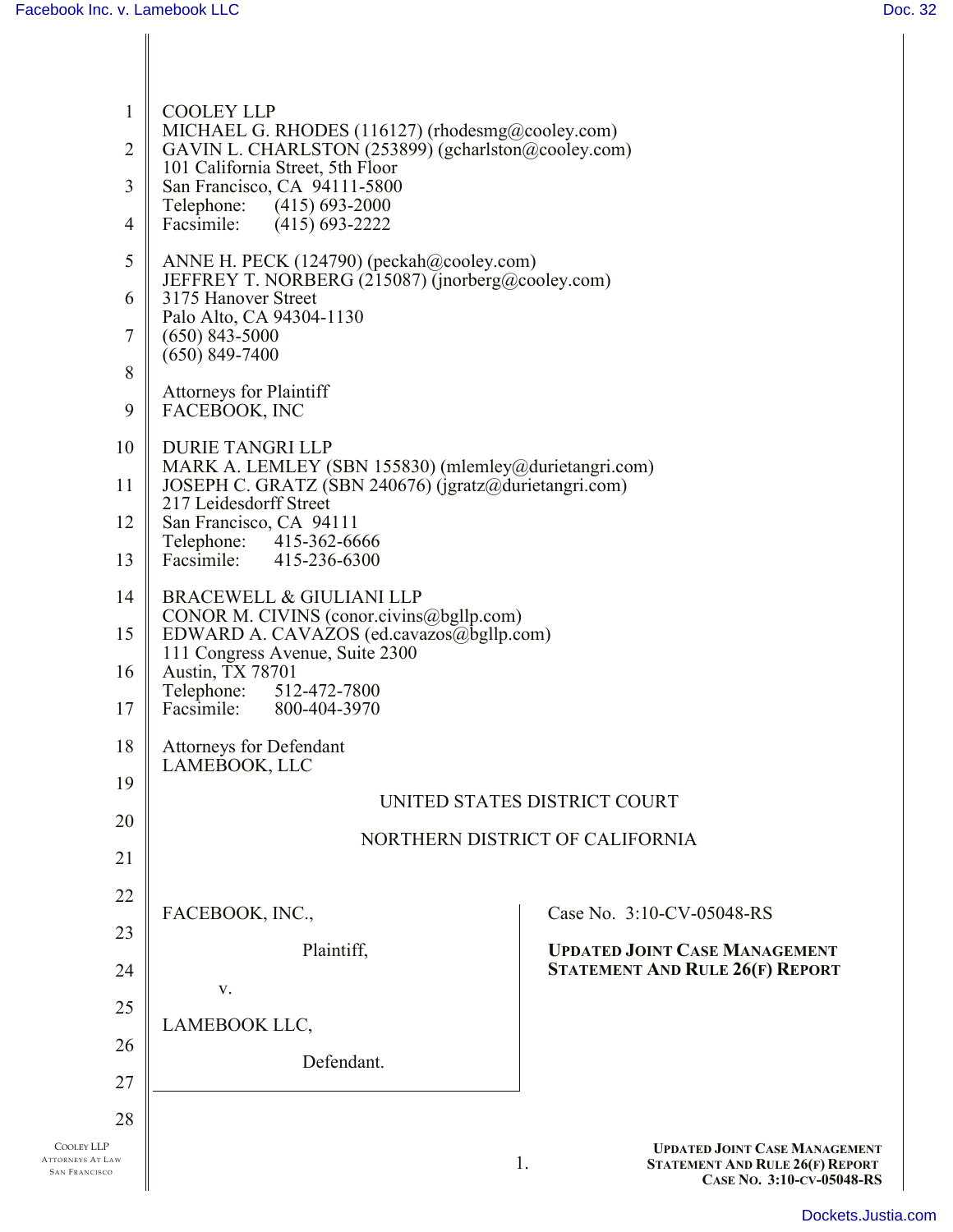COOLEY LLP
MICHAEL G. RHODES (116127) (rhodesmg@cooley.com)
GAVIN L. CHARLSTON (253899) (gcharlston@cooley.com)
101 California Street, 5th Floor
San Francisco, CA 94111-5800
Telephone: (415) 693-2000
Facsimile: (415) 693-2222

ANNE H. PECK (124790) (peckah@cooley.com)
JEFFREY T. NORBERG (215087) (jnorberg@cooley.com)
3175 Hanover Street
Palo Alto, CA 94304-1130
(650) 843-5000
(650) 849-7400

Attorneys for Plaintiff
FACEBOOK, INC

DURIE TANGRI LLP
MARK A. LEMLEY (SBN 155830) (mlemley@durietangri.com)
JOSEPH C. GRATZ (SBN 240676) (jgratz@durietangri.com)
217 Leidesdorff Street
San Francisco, CA 94111
Telephone: 415-362-6666
Facsimile: 415-236-6300

BRACEWELL & GIULIANI LLP
CONOR M. CIVINS (conor.civins@bgllp.com)
EDWARD A. CAVAZOS (ed.cavazos@bgllp.com)
111 Congress Avenue, Suite 2300
Austin, TX 78701
Telephone: 512-472-7800
Facsimile: 800-404-3970

Attorneys for Defendant
LAMEBOOK, LLC

UNITED STATES DISTRICT COURT

NORTHERN DISTRICT OF CALIFORNIA

FACEBOOK, INC.,

Plaintiff,

v.

LAMEBOOK LLC,

Defendant.

Case No. 3:10-CV-05048-RS

**UPDATED JOINT CASE MANAGEMENT STATEMENT AND RULE 26(F) REPORT**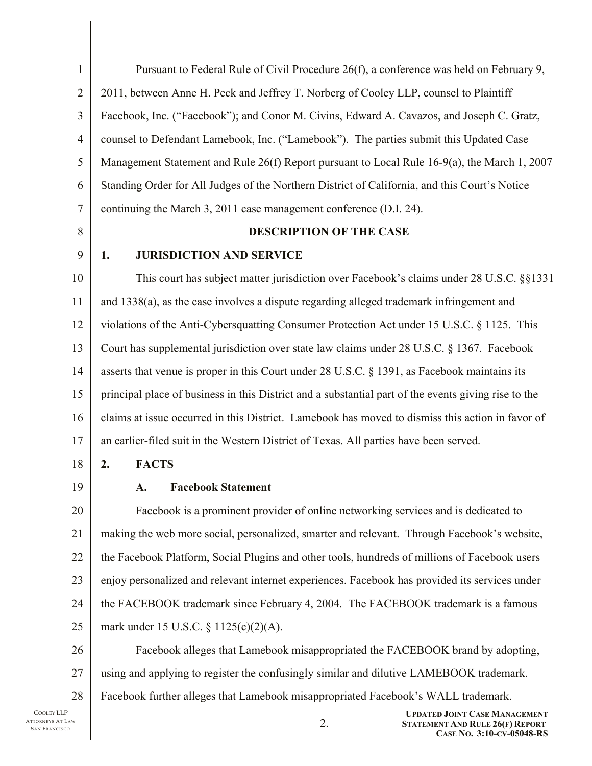Pursuant to Federal Rule of Civil Procedure 26(f), a conference was held on February 9, 2011, between Anne H. Peck and Jeffrey T. Norberg of Cooley LLP, counsel to Plaintiff Facebook, Inc. ("Facebook"); and Conor M. Civins, Edward A. Cavazos, and Joseph C. Gratz, counsel to Defendant Lamebook, Inc. ("Lamebook"). The parties submit this Updated Case Management Statement and Rule 26(f) Report pursuant to Local Rule 16-9(a), the March 1, 2007 Standing Order for All Judges of the Northern District of California, and this Court's Notice continuing the March 3, 2011 case management conference (D.I. 24).

## DESCRIPTION OF THE CASE

### 1. JURISDICTION AND SERVICE

This court has subject matter jurisdiction over Facebook's claims under 28 U.S.C. §§1331 and 1338(a), as the case involves a dispute regarding alleged trademark infringement and violations of the Anti-Cybersquatting Consumer Protection Act under 15 U.S.C. § 1125. This Court has supplemental jurisdiction over state law claims under 28 U.S.C. § 1367. Facebook asserts that venue is proper in this Court under 28 U.S.C. § 1391, as Facebook maintains its principal place of business in this District and a substantial part of the events giving rise to the claims at issue occurred in this District. Lamebook has moved to dismiss this action in favor of an earlier-filed suit in the Western District of Texas. All parties have been served.

### 2. FACTS

#### A. Facebook Statement

Facebook is a prominent provider of online networking services and is dedicated to making the web more social, personalized, smarter and relevant. Through Facebook's website, the Facebook Platform, Social Plugins and other tools, hundreds of millions of Facebook users enjoy personalized and relevant internet experiences. Facebook has provided its services under the FACEBOOK trademark since February 4, 2004. The FACEBOOK trademark is a famous mark under 15 U.S.C. § 1125(c)(2)(A).

Facebook alleges that Lamebook misappropriated the FACEBOOK brand by adopting, using and applying to register the confusingly similar and dilutive LAMEBOOK trademark. Facebook further alleges that Lamebook misappropriated Facebook's WALL trademark.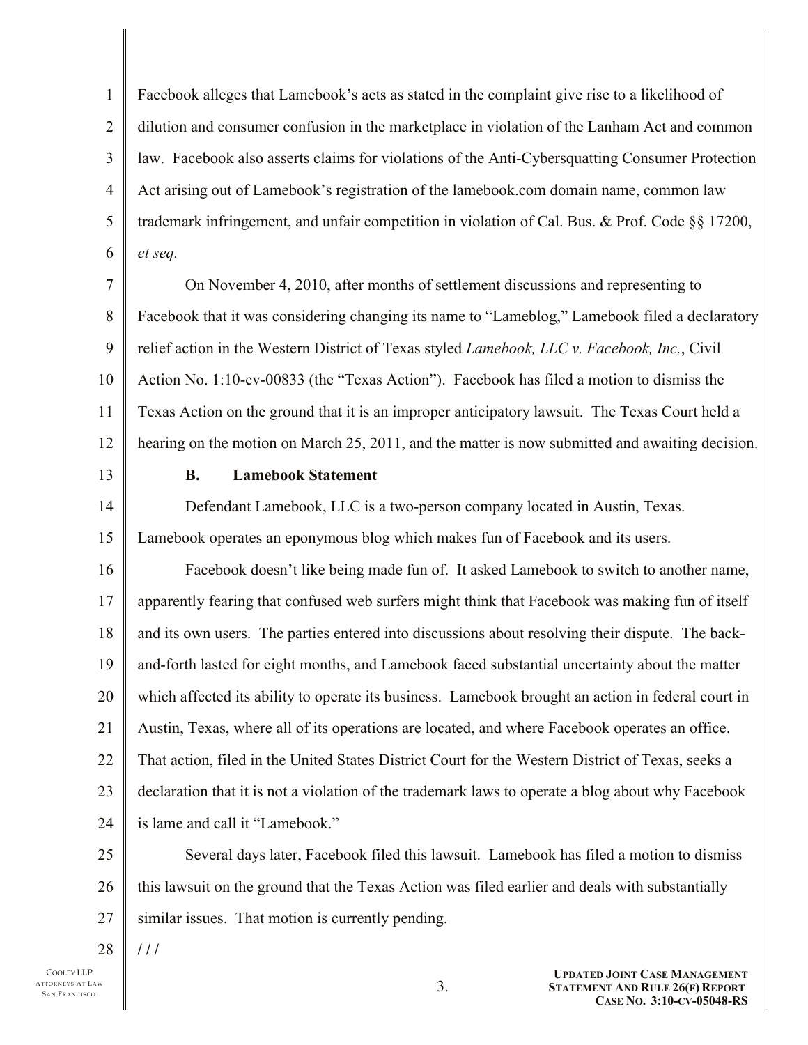Facebook alleges that Lamebook's acts as stated in the complaint give rise to a likelihood of dilution and consumer confusion in the marketplace in violation of the Lanham Act and common law. Facebook also asserts claims for violations of the Anti-Cybersquatting Consumer Protection Act arising out of Lamebook's registration of the lamebook.com domain name, common law trademark infringement, and unfair competition in violation of Cal. Bus. & Prof. Code §§ 17200, *et seq.*

On November 4, 2010, after months of settlement discussions and representing to Facebook that it was considering changing its name to "Lameblog," Lamebook filed a declaratory relief action in the Western District of Texas styled *Lamebook, LLC v. Facebook, Inc.*, Civil Action No. 1:10-cv-00833 (the "Texas Action"). Facebook has filed a motion to dismiss the Texas Action on the ground that it is an improper anticipatory lawsuit. The Texas Court held a hearing on the motion on March 25, 2011, and the matter is now submitted and awaiting decision.

### B. Lamebook Statement

Defendant Lamebook, LLC is a two-person company located in Austin, Texas. Lamebook operates an eponymous blog which makes fun of Facebook and its users.

Facebook doesn't like being made fun of. It asked Lamebook to switch to another name, apparently fearing that confused web surfers might think that Facebook was making fun of itself and its own users. The parties entered into discussions about resolving their dispute. The back-and-forth lasted for eight months, and Lamebook faced substantial uncertainty about the matter which affected its ability to operate its business. Lamebook brought an action in federal court in Austin, Texas, where all of its operations are located, and where Facebook operates an office. That action, filed in the United States District Court for the Western District of Texas, seeks a declaration that it is not a violation of the trademark laws to operate a blog about why Facebook is lame and call it "Lamebook."

Several days later, Facebook filed this lawsuit. Lamebook has filed a motion to dismiss this lawsuit on the ground that the Texas Action was filed earlier and deals with substantially similar issues. That motion is currently pending.

/ / /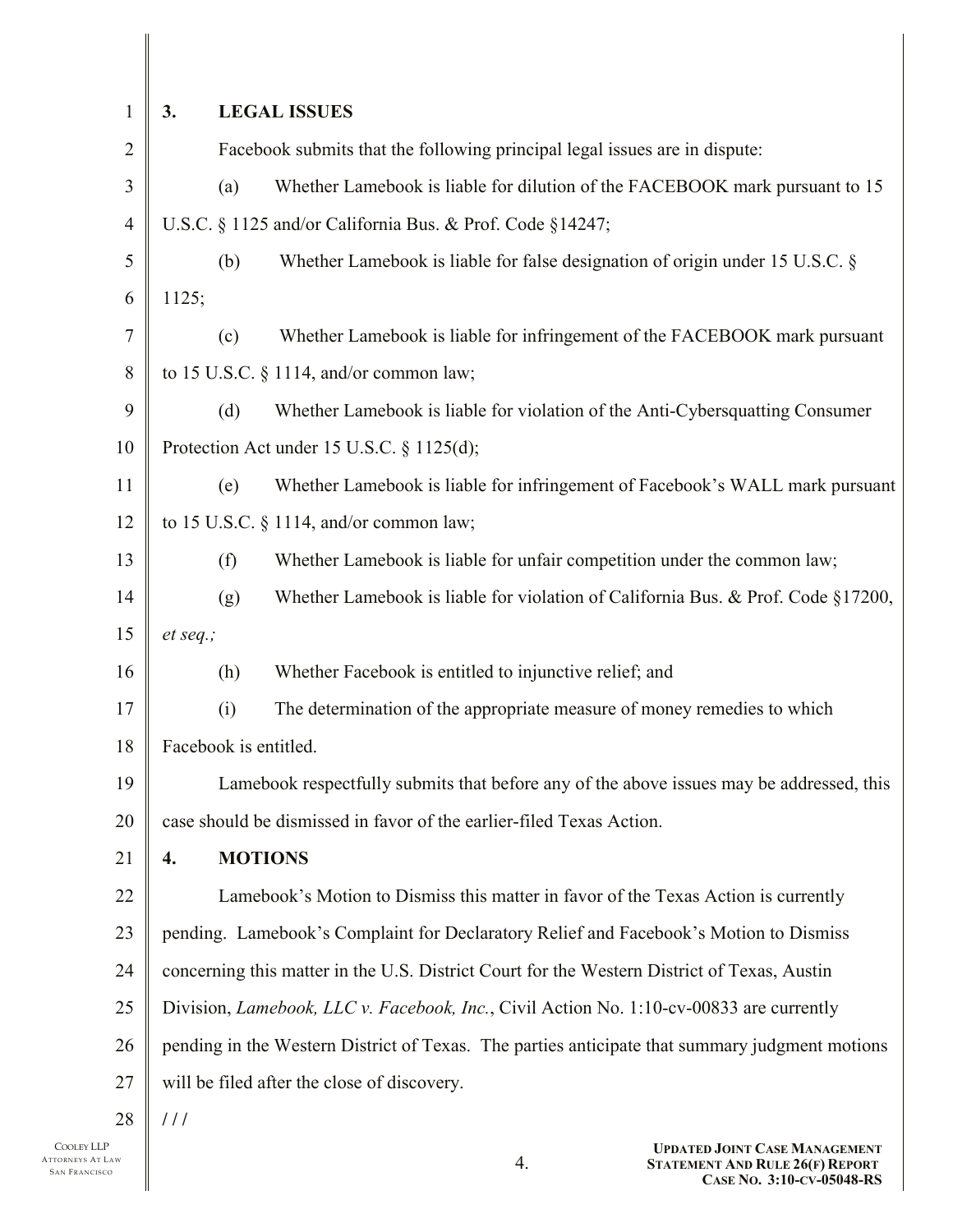## 3. LEGAL ISSUES

Facebook submits that the following principal legal issues are in dispute:

(a) Whether Lamebook is liable for dilution of the FACEBOOK mark pursuant to 15 U.S.C. § 1125 and/or California Bus. & Prof. Code §14247;

(b) Whether Lamebook is liable for false designation of origin under 15 U.S.C. § 1125;

(c) Whether Lamebook is liable for infringement of the FACEBOOK mark pursuant to 15 U.S.C. § 1114, and/or common law;

(d) Whether Lamebook is liable for violation of the Anti-Cybersquatting Consumer Protection Act under 15 U.S.C. § 1125(d);

(e) Whether Lamebook is liable for infringement of Facebook's WALL mark pursuant to 15 U.S.C. § 1114, and/or common law;

(f) Whether Lamebook is liable for unfair competition under the common law;

(g) Whether Lamebook is liable for violation of California Bus. & Prof. Code §17200, *et seq.;*

(h) Whether Facebook is entitled to injunctive relief; and

(i) The determination of the appropriate measure of money remedies to which Facebook is entitled.

Lamebook respectfully submits that before any of the above issues may be addressed, this case should be dismissed in favor of the earlier-filed Texas Action.

## 4. MOTIONS

Lamebook's Motion to Dismiss this matter in favor of the Texas Action is currently pending. Lamebook's Complaint for Declaratory Relief and Facebook's Motion to Dismiss concerning this matter in the U.S. District Court for the Western District of Texas, Austin Division, *Lamebook, LLC v. Facebook, Inc.*, Civil Action No. 1:10-cv-00833 are currently pending in the Western District of Texas. The parties anticipate that summary judgment motions will be filed after the close of discovery.

/ / /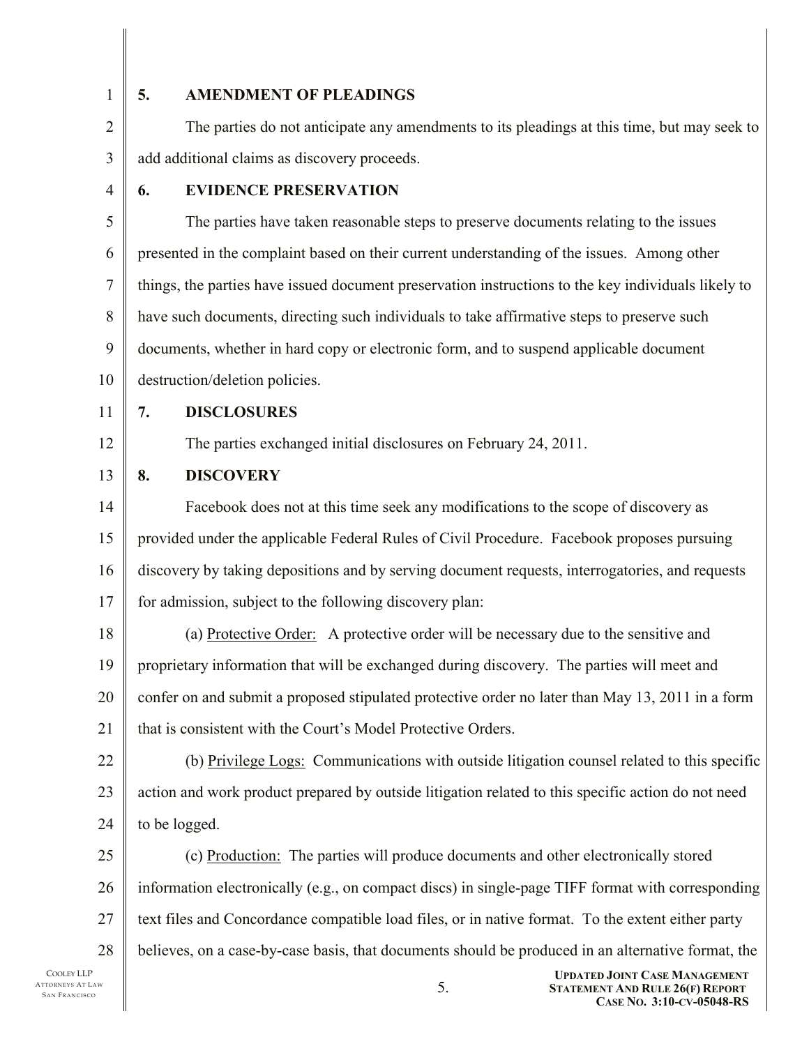## 5. AMENDMENT OF PLEADINGS

The parties do not anticipate any amendments to its pleadings at this time, but may seek to add additional claims as discovery proceeds.

## 6. EVIDENCE PRESERVATION

The parties have taken reasonable steps to preserve documents relating to the issues presented in the complaint based on their current understanding of the issues. Among other things, the parties have issued document preservation instructions to the key individuals likely to have such documents, directing such individuals to take affirmative steps to preserve such documents, whether in hard copy or electronic form, and to suspend applicable document destruction/deletion policies.

## 7. DISCLOSURES

The parties exchanged initial disclosures on February 24, 2011.

## 8. DISCOVERY

Facebook does not at this time seek any modifications to the scope of discovery as provided under the applicable Federal Rules of Civil Procedure. Facebook proposes pursuing discovery by taking depositions and by serving document requests, interrogatories, and requests for admission, subject to the following discovery plan:

(a) Protective Order: A protective order will be necessary due to the sensitive and proprietary information that will be exchanged during discovery. The parties will meet and confer on and submit a proposed stipulated protective order no later than May 13, 2011 in a form that is consistent with the Court's Model Protective Orders.

(b) Privilege Logs: Communications with outside litigation counsel related to this specific action and work product prepared by outside litigation related to this specific action do not need to be logged.

(c) Production: The parties will produce documents and other electronically stored information electronically (e.g., on compact discs) in single-page TIFF format with corresponding text files and Concordance compatible load files, or in native format. To the extent either party believes, on a case-by-case basis, that documents should be produced in an alternative format, the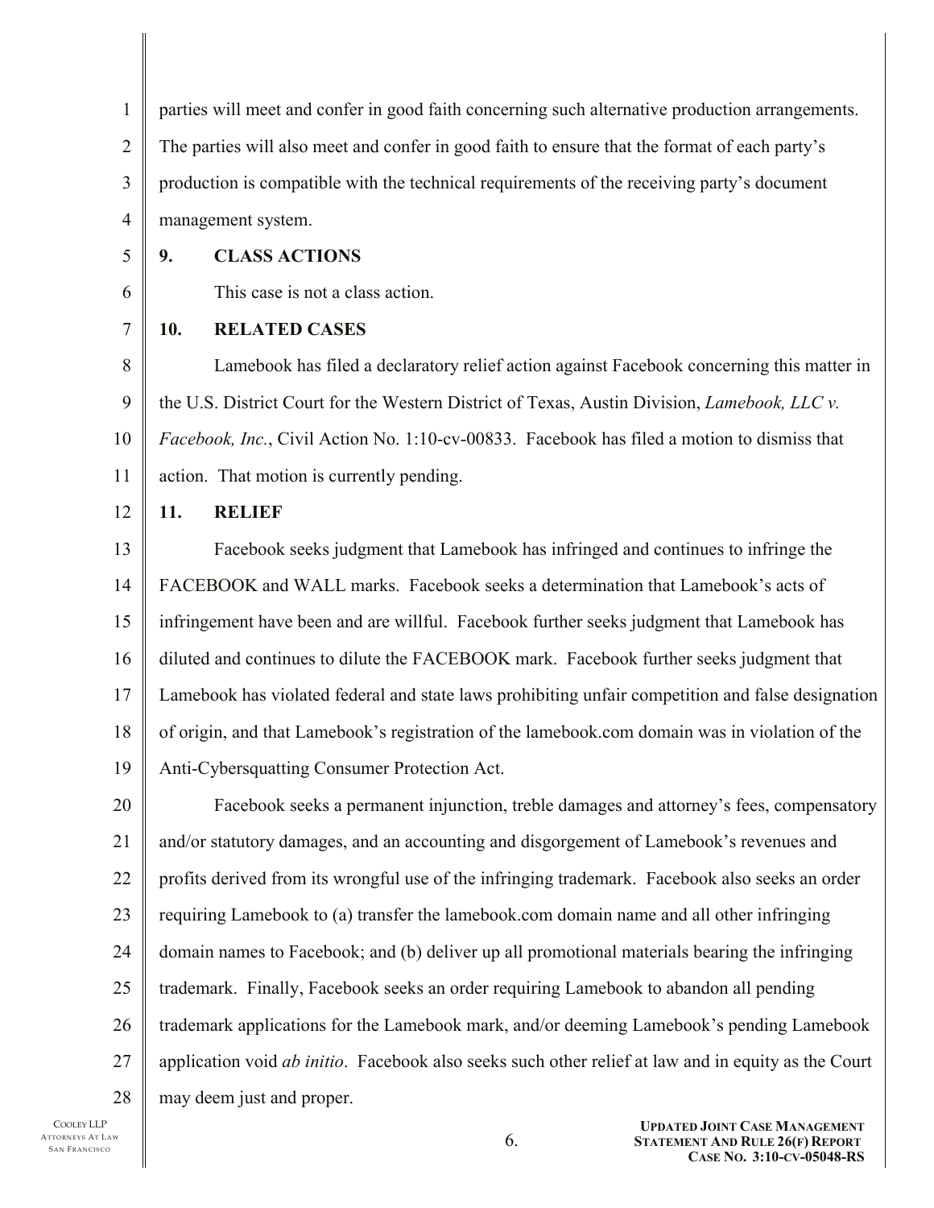parties will meet and confer in good faith concerning such alternative production arrangements. The parties will also meet and confer in good faith to ensure that the format of each party's production is compatible with the technical requirements of the receiving party's document management system.

**9. CLASS ACTIONS**

This case is not a class action.

**10. RELATED CASES**

Lamebook has filed a declaratory relief action against Facebook concerning this matter in the U.S. District Court for the Western District of Texas, Austin Division, *Lamebook, LLC v. Facebook, Inc.*, Civil Action No. 1:10-cv-00833. Facebook has filed a motion to dismiss that action. That motion is currently pending.

**11. RELIEF**

Facebook seeks judgment that Lamebook has infringed and continues to infringe the FACEBOOK and WALL marks. Facebook seeks a determination that Lamebook's acts of infringement have been and are willful. Facebook further seeks judgment that Lamebook has diluted and continues to dilute the FACEBOOK mark. Facebook further seeks judgment that Lamebook has violated federal and state laws prohibiting unfair competition and false designation of origin, and that Lamebook's registration of the lamebook.com domain was in violation of the Anti-Cybersquatting Consumer Protection Act.

Facebook seeks a permanent injunction, treble damages and attorney's fees, compensatory and/or statutory damages, and an accounting and disgorgement of Lamebook's revenues and profits derived from its wrongful use of the infringing trademark. Facebook also seeks an order requiring Lamebook to (a) transfer the lamebook.com domain name and all other infringing domain names to Facebook; and (b) deliver up all promotional materials bearing the infringing trademark. Finally, Facebook seeks an order requiring Lamebook to abandon all pending trademark applications for the Lamebook mark, and/or deeming Lamebook's pending Lamebook application void *ab initio*. Facebook also seeks such other relief at law and in equity as the Court may deem just and proper.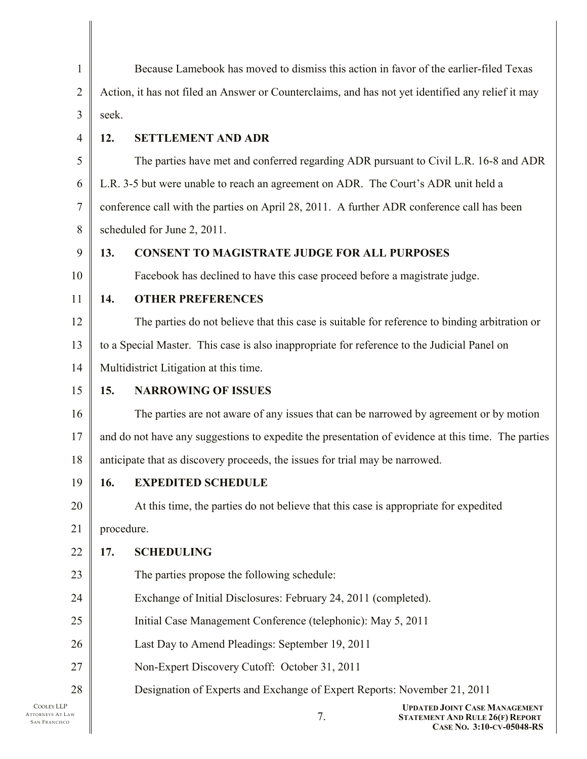Because Lamebook has moved to dismiss this action in favor of the earlier-filed Texas Action, it has not filed an Answer or Counterclaims, and has not yet identified any relief it may seek.

## 12. SETTLEMENT AND ADR

The parties have met and conferred regarding ADR pursuant to Civil L.R. 16-8 and ADR L.R. 3-5 but were unable to reach an agreement on ADR. The Court's ADR unit held a conference call with the parties on April 28, 2011. A further ADR conference call has been scheduled for June 2, 2011.

## 13. CONSENT TO MAGISTRATE JUDGE FOR ALL PURPOSES

Facebook has declined to have this case proceed before a magistrate judge.

## 14. OTHER PREFERENCES

The parties do not believe that this case is suitable for reference to binding arbitration or to a Special Master. This case is also inappropriate for reference to the Judicial Panel on Multidistrict Litigation at this time.

## 15. NARROWING OF ISSUES

The parties are not aware of any issues that can be narrowed by agreement or by motion and do not have any suggestions to expedite the presentation of evidence at this time. The parties anticipate that as discovery proceeds, the issues for trial may be narrowed.

## 16. EXPEDITED SCHEDULE

At this time, the parties do not believe that this case is appropriate for expedited procedure.

## 17. SCHEDULING

The parties propose the following schedule:

Exchange of Initial Disclosures: February 24, 2011 (completed).

Initial Case Management Conference (telephonic): May 5, 2011

Last Day to Amend Pleadings: September 19, 2011

Non-Expert Discovery Cutoff: October 31, 2011

Designation of Experts and Exchange of Expert Reports: November 21, 2011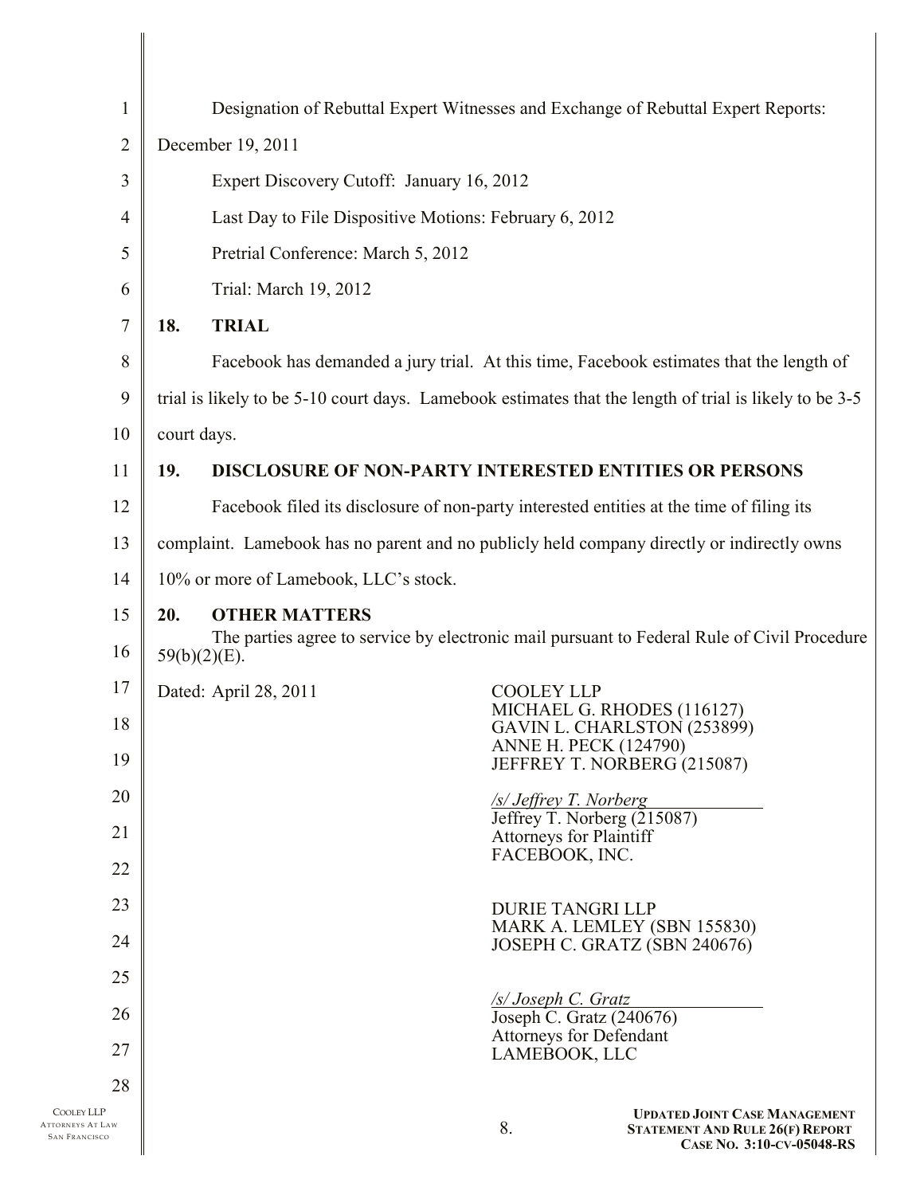Designation of Rebuttal Expert Witnesses and Exchange of Rebuttal Expert Reports: December 19, 2011

Expert Discovery Cutoff: January 16, 2012

Last Day to File Dispositive Motions: February 6, 2012

Pretrial Conference: March 5, 2012

Trial: March 19, 2012

## 18. TRIAL

Facebook has demanded a jury trial. At this time, Facebook estimates that the length of trial is likely to be 5-10 court days. Lamebook estimates that the length of trial is likely to be 3-5 court days.

## 19. DISCLOSURE OF NON-PARTY INTERESTED ENTITIES OR PERSONS

Facebook filed its disclosure of non-party interested entities at the time of filing its complaint. Lamebook has no parent and no publicly held company directly or indirectly owns 10% or more of Lamebook, LLC's stock.

## 20. OTHER MATTERS

The parties agree to service by electronic mail pursuant to Federal Rule of Civil Procedure 59(b)(2)(E).

Dated: April 28, 2011

COOLEY LLP
MICHAEL G. RHODES (116127)
GAVIN L. CHARLSTON (253899)
ANNE H. PECK (124790)
JEFFREY T. NORBERG (215087)

*/s/ Jeffrey T. Norberg*
Jeffrey T. Norberg (215087)
Attorneys for Plaintiff
FACEBOOK, INC.

DURIE TANGRI LLP
MARK A. LEMLEY (SBN 155830)
JOSEPH C. GRATZ (SBN 240676)

*/s/ Joseph C. Gratz*
Joseph C. Gratz (240676)
Attorneys for Defendant
LAMEBOOK, LLC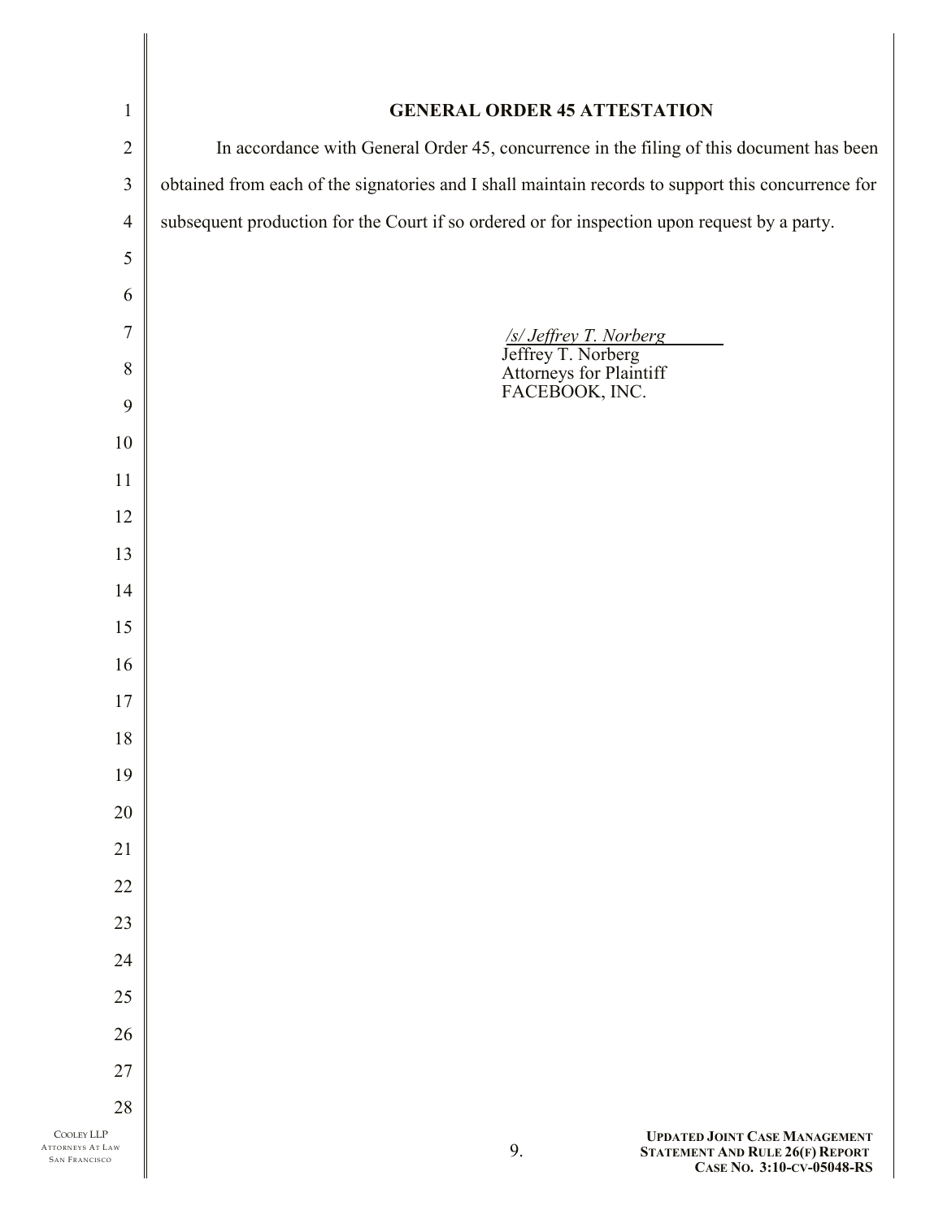## GENERAL ORDER 45 ATTESTATION

In accordance with General Order 45, concurrence in the filing of this document has been obtained from each of the signatories and I shall maintain records to support this concurrence for subsequent production for the Court if so ordered or for inspection upon request by a party.

/s/ Jeffrey T. Norberg
Jeffrey T. Norberg
Attorneys for Plaintiff
FACEBOOK, INC.